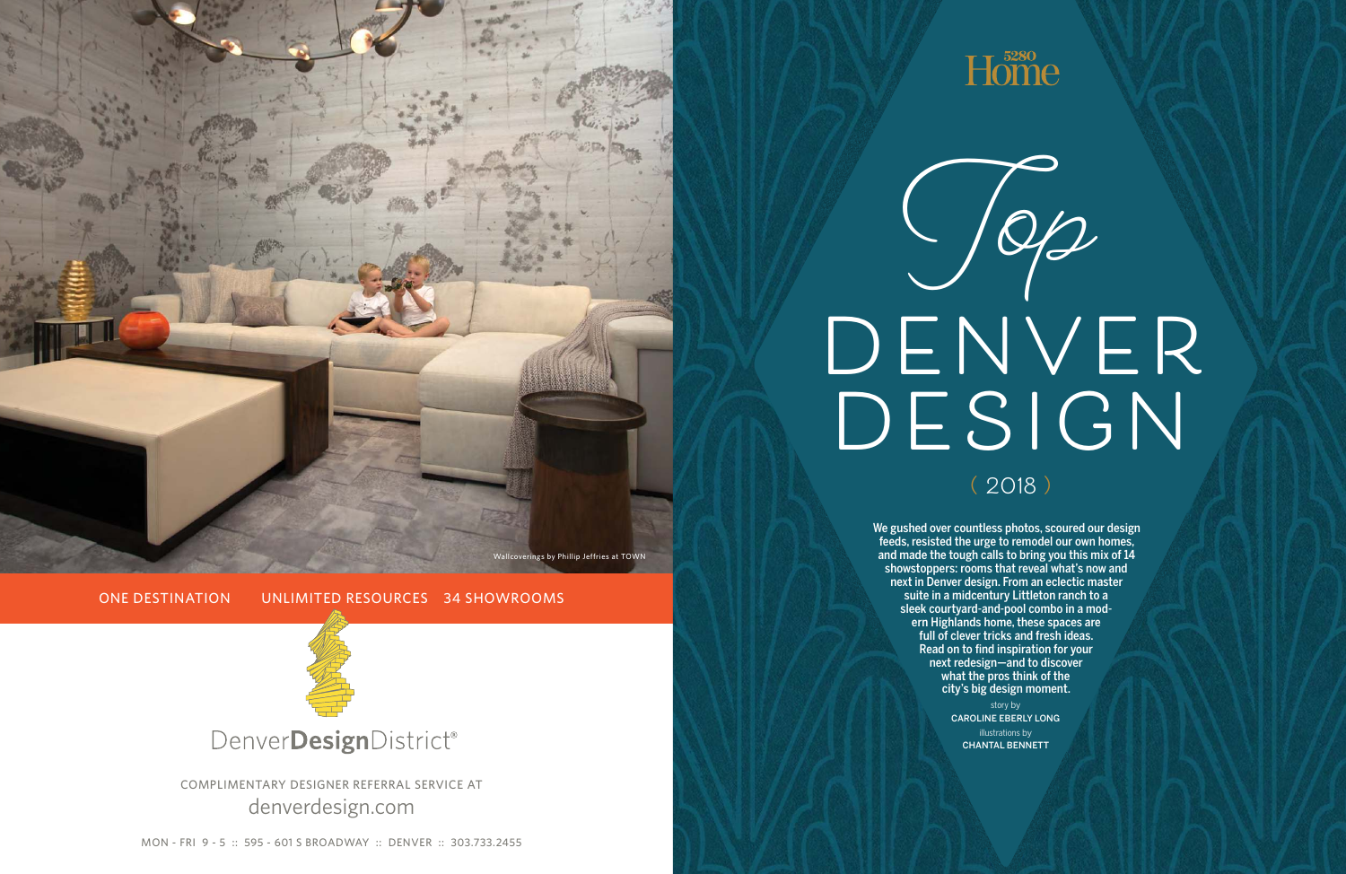Wallcoverings by Phillip Jeffries at TOWN

ONE DESTINATION UNLIMITED RESOURCES 34 SHOWROOMS

DenverDesignDistrict®

COMPLIMENTARY DESIGNER REFERRAL SERVICE AT
denverdesign.com

MON - FRI 9 - 5 :: 595 - 601 S BROADWAY :: DENVER :: 303.733.2455

5280 Home

# Top DENVER DESIGN

( 2018 )

We gushed over countless photos, scoured our design feeds, resisted the urge to remodel our own homes, and made the tough calls to bring you this mix of 14 showstoppers: rooms that reveal what's now and next in Denver design. From an eclectic master suite in a midcentury Littleton ranch to a sleek courtyard-and-pool combo in a modern Highlands home, these spaces are full of clever tricks and fresh ideas. Read on to find inspiration for your next redesign—and to discover what the pros think of the city's big design moment.

story by
CAROLINE EBERLY LONG

illustrations by
CHANTAL BENNETT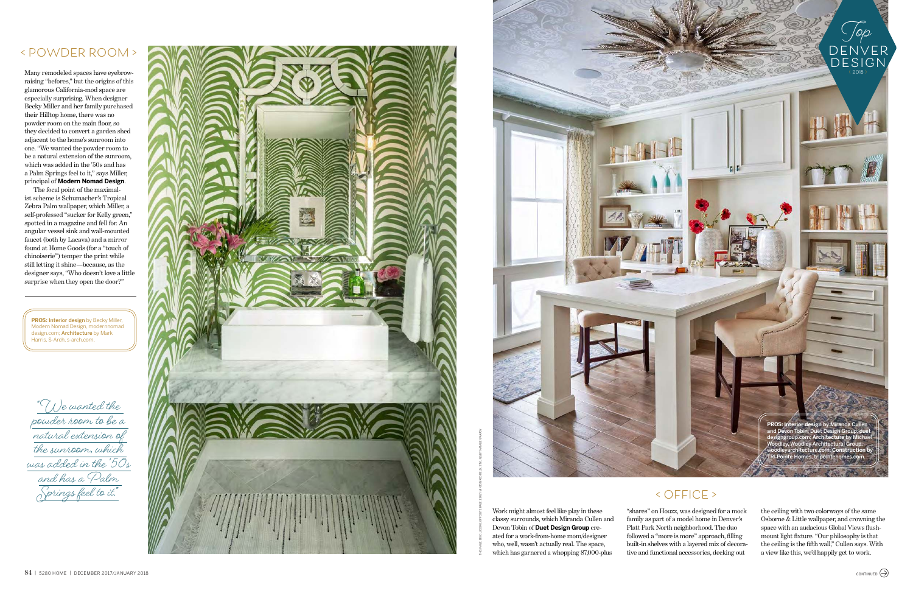# < POWDER ROOM >

Many remodeled spaces have eyebrow-raising "befores," but the origins of this glamorous California-mod space are especially surprising. When designer Becky Miller and her family purchased their Hilltop home, there was no powder room on the main floor, so they decided to convert a garden shed adjacent to the home's sunroom into one. "We wanted the powder room to be a natural extension of the sunroom, which was added in the '50s and has a Palm Springs feel to it," says Miller, principal of **Modern Nomad Design**.

The focal point of the maximalist scheme is Schumacher's Tropical Zebra Palm wallpaper, which Miller, a self-professed "sucker for Kelly green," spotted in a magazine and fell for. An angular vessel sink and wall-mounted faucet (both by Lacava) and a mirror found at Home Goods (for a "touch of chinoiserie") temper the print while still letting it shine—because, as the designer says, "Who doesn't love a little surprise when they open the door?"

**PROS: Interior design** by Becky Miller, Modern Nomad Design, modernnomaddesign.com; **Architecture** by Mark Harris, S-Arch, s-arch.com.

*"We wanted the powder room to be a natural extension of the sunroom, which was added in the '50s and has a Palm Springs feel to it."*

Top DENVER DESIGN (2018)

**PROS: Interior design** by Miranda Cullen and Devon Tobin, Duet Design Group, duetdesigngroup.com; **Architecture** by Michael Woodley, Woodley Architectural Group, woodleyarchitecture.com; **Construction** by TRI Pointe Homes, tripointehomes.com.

# < OFFICE >

Work might almost feel like play in these classy surrounds, which Miranda Cullen and Devon Tobin of **Duet Design Group** created for a work-from-home mom/designer who, well, wasn't actually real. The space, which has garnered a whopping 87,000-plus "shares" on Houzz, was designed for a mock family as part of a model home in Denver's Platt Park North neighborhood. The duo followed a "more is more" approach, filling built-in shelves with a layered mix of decorative and functional accessories, decking out the ceiling with two colorways of the same Osborne & Little wallpaper, and crowning the space with an audacious Global Views flush-mount light fixture. "Our philosophy is that the ceiling is the fifth wall," Cullen says. With a view like this, we'd happily get to work.

CONTINUED